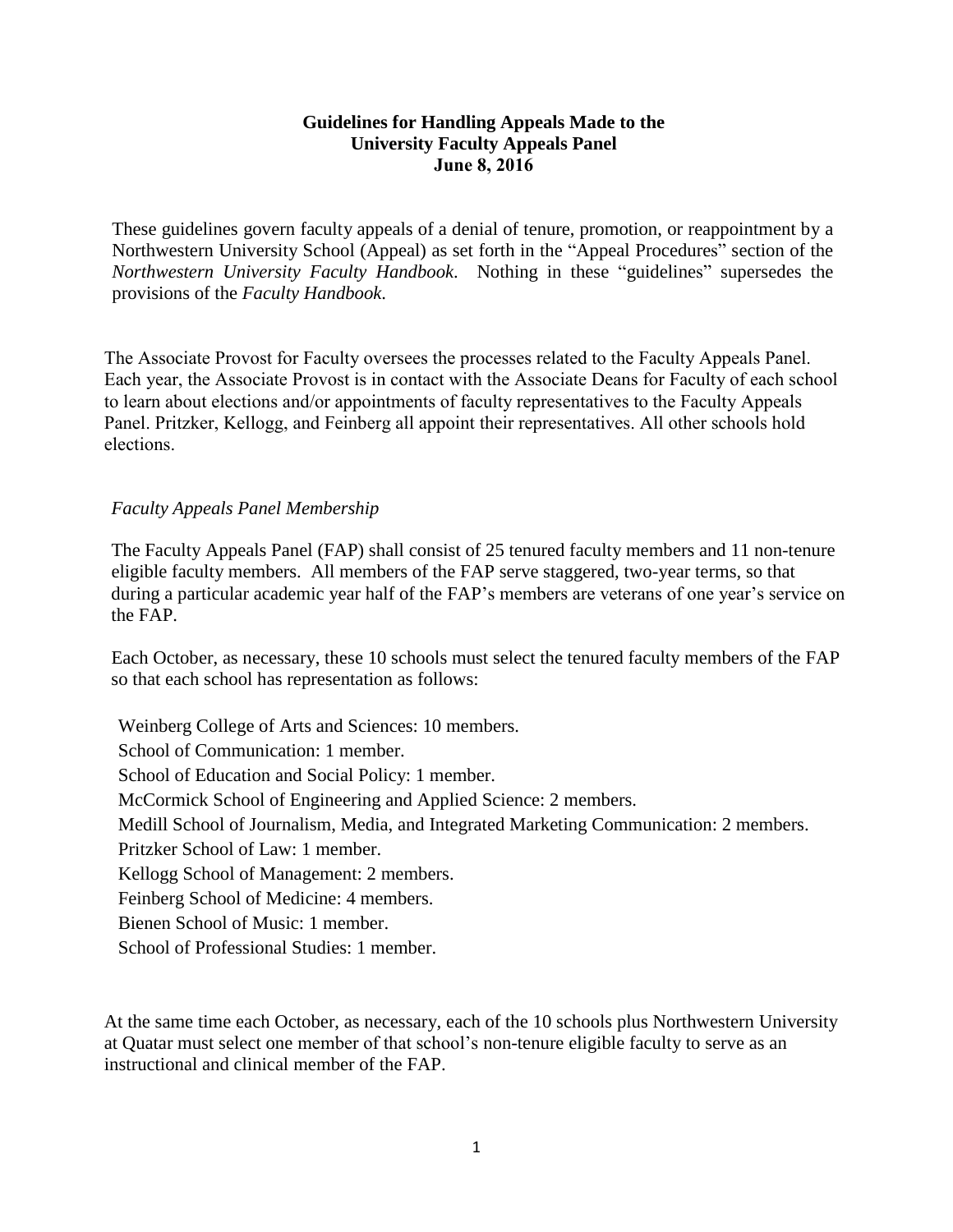**Guidelines for Handling Appeals Made to the University Faculty Appeals Panel June 8, 2016**

These guidelines govern faculty appeals of a denial of tenure, promotion, or reappointment by a Northwestern University School (Appeal) as set forth in the "Appeal Procedures" section of the *Northwestern University Faculty Handbook*. Nothing in these "guidelines" supersedes the provisions of the *Faculty Handbook*.

The Associate Provost for Faculty oversees the processes related to the Faculty Appeals Panel. Each year, the Associate Provost is in contact with the Associate Deans for Faculty of each school to learn about elections and/or appointments of faculty representatives to the Faculty Appeals Panel. Pritzker, Kellogg, and Feinberg all appoint their representatives. All other schools hold elections.

*Faculty Appeals Panel Membership*

The Faculty Appeals Panel (FAP) shall consist of 25 tenured faculty members and 11 non-tenure eligible faculty members. All members of the FAP serve staggered, two-year terms, so that during a particular academic year half of the FAP's members are veterans of one year's service on the FAP.

Each October, as necessary, these 10 schools must select the tenured faculty members of the FAP so that each school has representation as follows:

Weinberg College of Arts and Sciences: 10 members.
School of Communication: 1 member.
School of Education and Social Policy: 1 member.
McCormick School of Engineering and Applied Science: 2 members.
Medill School of Journalism, Media, and Integrated Marketing Communication: 2 members.
Pritzker School of Law: 1 member.
Kellogg School of Management: 2 members.
Feinberg School of Medicine: 4 members.
Bienen School of Music: 1 member.
School of Professional Studies: 1 member.

At the same time each October, as necessary, each of the 10 schools plus Northwestern University at Quatar must select one member of that school's non-tenure eligible faculty to serve as an instructional and clinical member of the FAP.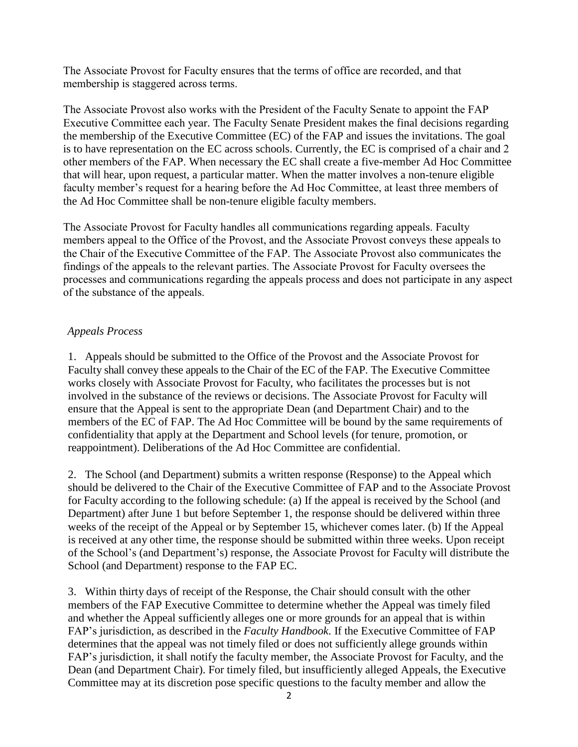The Associate Provost for Faculty ensures that the terms of office are recorded, and that membership is staggered across terms.

The Associate Provost also works with the President of the Faculty Senate to appoint the FAP Executive Committee each year. The Faculty Senate President makes the final decisions regarding the membership of the Executive Committee (EC) of the FAP and issues the invitations. The goal is to have representation on the EC across schools. Currently, the EC is comprised of a chair and 2 other members of the FAP. When necessary the EC shall create a five-member Ad Hoc Committee that will hear, upon request, a particular matter. When the matter involves a non-tenure eligible faculty member's request for a hearing before the Ad Hoc Committee, at least three members of the Ad Hoc Committee shall be non-tenure eligible faculty members.

The Associate Provost for Faculty handles all communications regarding appeals. Faculty members appeal to the Office of the Provost, and the Associate Provost conveys these appeals to the Chair of the Executive Committee of the FAP. The Associate Provost also communicates the findings of the appeals to the relevant parties. The Associate Provost for Faculty oversees the processes and communications regarding the appeals process and does not participate in any aspect of the substance of the appeals.

*Appeals Process*

1. Appeals should be submitted to the Office of the Provost and the Associate Provost for Faculty shall convey these appeals to the Chair of the EC of the FAP. The Executive Committee works closely with Associate Provost for Faculty, who facilitates the processes but is not involved in the substance of the reviews or decisions. The Associate Provost for Faculty will ensure that the Appeal is sent to the appropriate Dean (and Department Chair) and to the members of the EC of FAP. The Ad Hoc Committee will be bound by the same requirements of confidentiality that apply at the Department and School levels (for tenure, promotion, or reappointment). Deliberations of the Ad Hoc Committee are confidential.

2. The School (and Department) submits a written response (Response) to the Appeal which should be delivered to the Chair of the Executive Committee of FAP and to the Associate Provost for Faculty according to the following schedule: (a) If the appeal is received by the School (and Department) after June 1 but before September 1, the response should be delivered within three weeks of the receipt of the Appeal or by September 15, whichever comes later. (b) If the Appeal is received at any other time, the response should be submitted within three weeks. Upon receipt of the School's (and Department's) response, the Associate Provost for Faculty will distribute the School (and Department) response to the FAP EC.

3. Within thirty days of receipt of the Response, the Chair should consult with the other members of the FAP Executive Committee to determine whether the Appeal was timely filed and whether the Appeal sufficiently alleges one or more grounds for an appeal that is within FAP's jurisdiction, as described in the *Faculty Handbook.* If the Executive Committee of FAP determines that the appeal was not timely filed or does not sufficiently allege grounds within FAP's jurisdiction, it shall notify the faculty member, the Associate Provost for Faculty, and the Dean (and Department Chair). For timely filed, but insufficiently alleged Appeals, the Executive Committee may at its discretion pose specific questions to the faculty member and allow the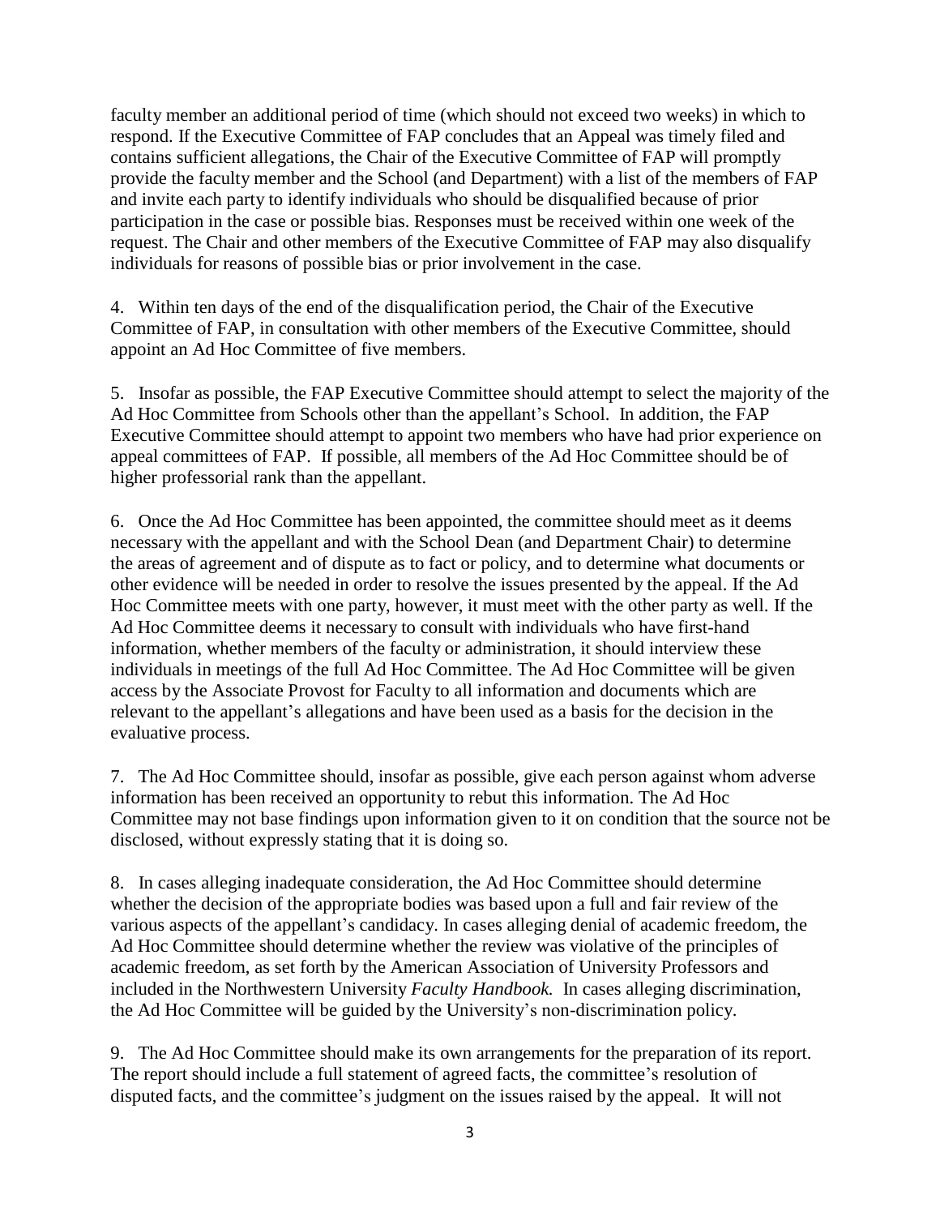faculty member an additional period of time (which should not exceed two weeks) in which to respond. If the Executive Committee of FAP concludes that an Appeal was timely filed and contains sufficient allegations, the Chair of the Executive Committee of FAP will promptly provide the faculty member and the School (and Department) with a list of the members of FAP and invite each party to identify individuals who should be disqualified because of prior participation in the case or possible bias. Responses must be received within one week of the request. The Chair and other members of the Executive Committee of FAP may also disqualify individuals for reasons of possible bias or prior involvement in the case.

4. Within ten days of the end of the disqualification period, the Chair of the Executive Committee of FAP, in consultation with other members of the Executive Committee, should appoint an Ad Hoc Committee of five members.

5. Insofar as possible, the FAP Executive Committee should attempt to select the majority of the Ad Hoc Committee from Schools other than the appellant's School. In addition, the FAP Executive Committee should attempt to appoint two members who have had prior experience on appeal committees of FAP. If possible, all members of the Ad Hoc Committee should be of higher professorial rank than the appellant.

6. Once the Ad Hoc Committee has been appointed, the committee should meet as it deems necessary with the appellant and with the School Dean (and Department Chair) to determine the areas of agreement and of dispute as to fact or policy, and to determine what documents or other evidence will be needed in order to resolve the issues presented by the appeal. If the Ad Hoc Committee meets with one party, however, it must meet with the other party as well. If the Ad Hoc Committee deems it necessary to consult with individuals who have first-hand information, whether members of the faculty or administration, it should interview these individuals in meetings of the full Ad Hoc Committee. The Ad Hoc Committee will be given access by the Associate Provost for Faculty to all information and documents which are relevant to the appellant's allegations and have been used as a basis for the decision in the evaluative process.

7. The Ad Hoc Committee should, insofar as possible, give each person against whom adverse information has been received an opportunity to rebut this information. The Ad Hoc Committee may not base findings upon information given to it on condition that the source not be disclosed, without expressly stating that it is doing so.

8. In cases alleging inadequate consideration, the Ad Hoc Committee should determine whether the decision of the appropriate bodies was based upon a full and fair review of the various aspects of the appellant's candidacy. In cases alleging denial of academic freedom, the Ad Hoc Committee should determine whether the review was violative of the principles of academic freedom, as set forth by the American Association of University Professors and included in the Northwestern University *Faculty Handbook.* In cases alleging discrimination, the Ad Hoc Committee will be guided by the University's non-discrimination policy.

9. The Ad Hoc Committee should make its own arrangements for the preparation of its report. The report should include a full statement of agreed facts, the committee's resolution of disputed facts, and the committee's judgment on the issues raised by the appeal. It will not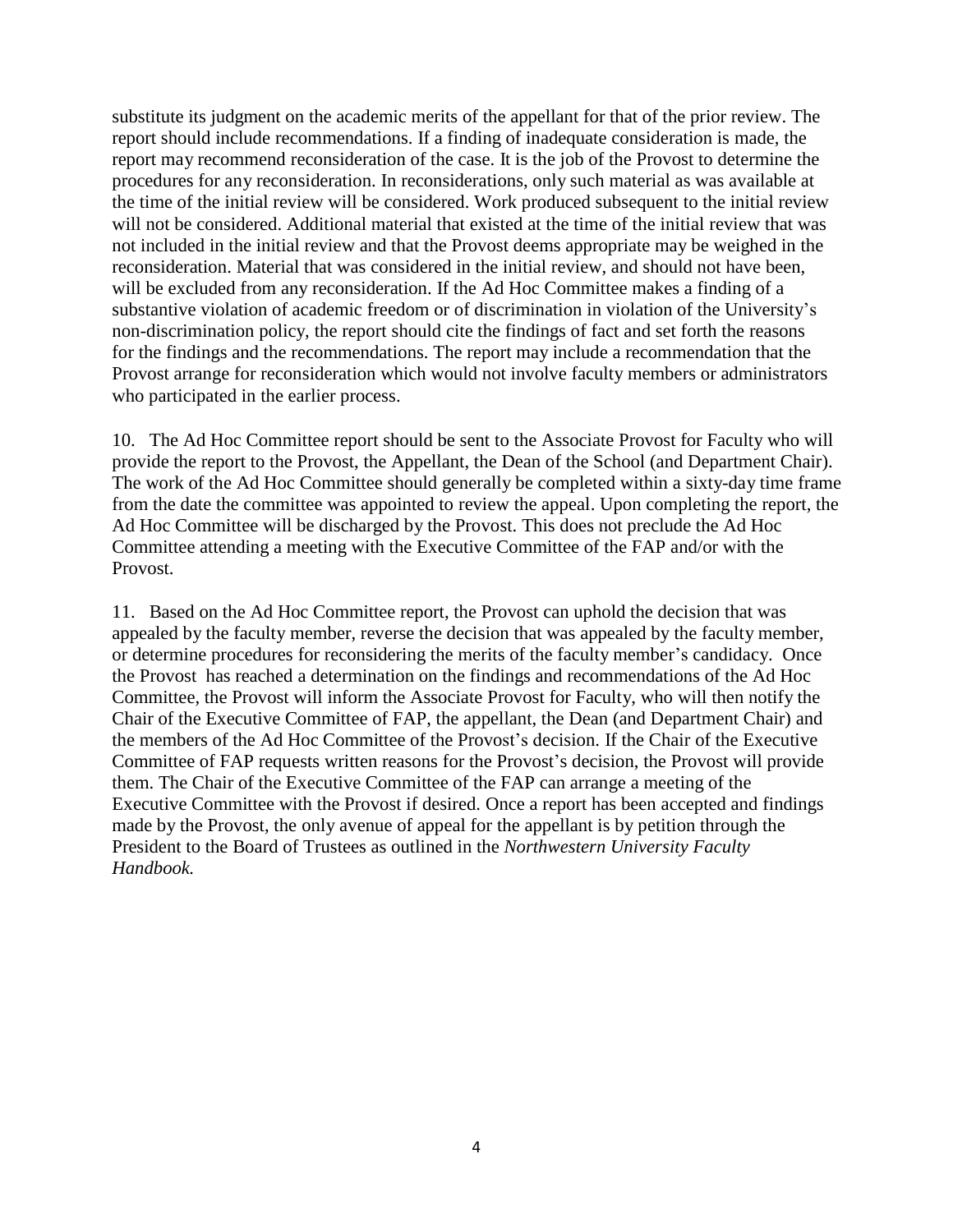substitute its judgment on the academic merits of the appellant for that of the prior review. The report should include recommendations. If a finding of inadequate consideration is made, the report may recommend reconsideration of the case. It is the job of the Provost to determine the procedures for any reconsideration. In reconsiderations, only such material as was available at the time of the initial review will be considered. Work produced subsequent to the initial review will not be considered. Additional material that existed at the time of the initial review that was not included in the initial review and that the Provost deems appropriate may be weighed in the reconsideration. Material that was considered in the initial review, and should not have been, will be excluded from any reconsideration. If the Ad Hoc Committee makes a finding of a substantive violation of academic freedom or of discrimination in violation of the University's non-discrimination policy, the report should cite the findings of fact and set forth the reasons for the findings and the recommendations. The report may include a recommendation that the Provost arrange for reconsideration which would not involve faculty members or administrators who participated in the earlier process.

10. The Ad Hoc Committee report should be sent to the Associate Provost for Faculty who will provide the report to the Provost, the Appellant, the Dean of the School (and Department Chair). The work of the Ad Hoc Committee should generally be completed within a sixty-day time frame from the date the committee was appointed to review the appeal. Upon completing the report, the Ad Hoc Committee will be discharged by the Provost. This does not preclude the Ad Hoc Committee attending a meeting with the Executive Committee of the FAP and/or with the Provost.

11. Based on the Ad Hoc Committee report, the Provost can uphold the decision that was appealed by the faculty member, reverse the decision that was appealed by the faculty member, or determine procedures for reconsidering the merits of the faculty member's candidacy. Once the Provost has reached a determination on the findings and recommendations of the Ad Hoc Committee, the Provost will inform the Associate Provost for Faculty, who will then notify the Chair of the Executive Committee of FAP, the appellant, the Dean (and Department Chair) and the members of the Ad Hoc Committee of the Provost's decision. If the Chair of the Executive Committee of FAP requests written reasons for the Provost's decision, the Provost will provide them. The Chair of the Executive Committee of the FAP can arrange a meeting of the Executive Committee with the Provost if desired. Once a report has been accepted and findings made by the Provost, the only avenue of appeal for the appellant is by petition through the President to the Board of Trustees as outlined in the *Northwestern University Faculty Handbook.*